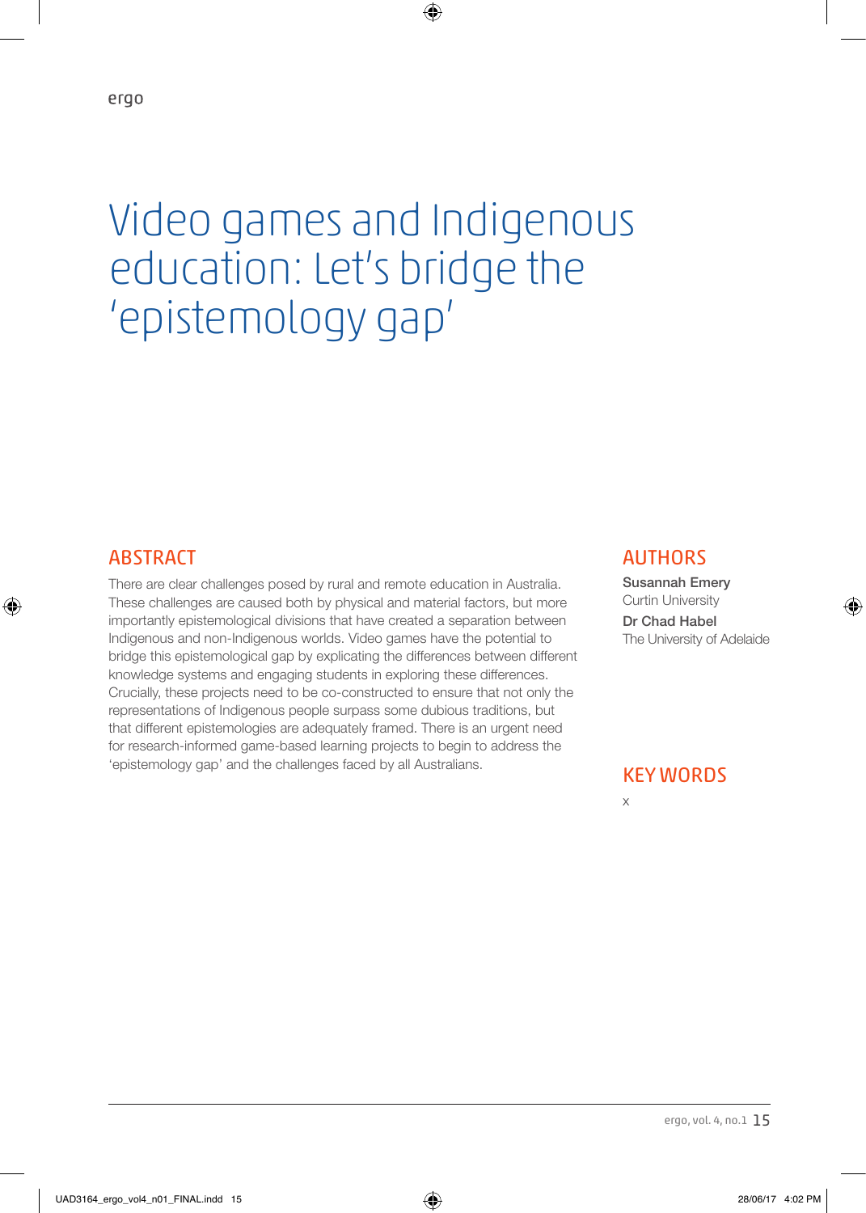# Video games and Indigenous education: Let's bridge the 'epistemology gap'

## ABSTRACT

There are clear challenges posed by rural and remote education in Australia. These challenges are caused both by physical and material factors, but more importantly epistemological divisions that have created a separation between Indigenous and non-Indigenous worlds. Video games have the potential to bridge this epistemological gap by explicating the differences between different knowledge systems and engaging students in exploring these differences. Crucially, these projects need to be co-constructed to ensure that not only the representations of Indigenous people surpass some dubious traditions, but that different epistemologies are adequately framed. There is an urgent need for research-informed game-based learning projects to begin to address the 'epistemology gap' and the challenges faced by all Australians.

## AUTHORS

**Susannah Emery**
Curtin University

**Dr Chad Habel**
The University of Adelaide

## KEY WORDS

x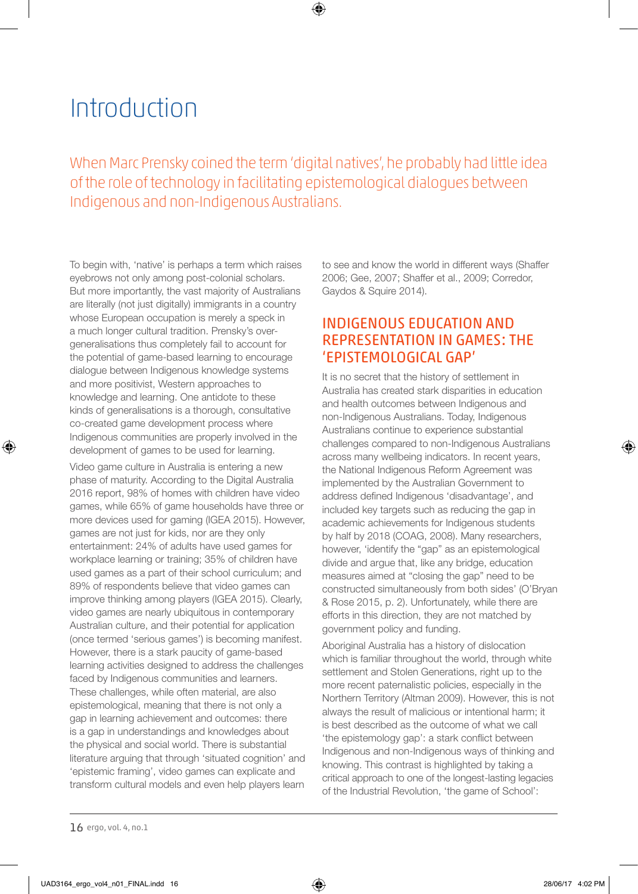# Introduction

When Marc Prensky coined the term 'digital natives', he probably had little idea of the role of technology in facilitating epistemological dialogues between Indigenous and non-Indigenous Australians.

To begin with, 'native' is perhaps a term which raises eyebrows not only among post-colonial scholars. But more importantly, the vast majority of Australians are literally (not just digitally) immigrants in a country whose European occupation is merely a speck in a much longer cultural tradition. Prensky's over-generalisations thus completely fail to account for the potential of game-based learning to encourage dialogue between Indigenous knowledge systems and more positivist, Western approaches to knowledge and learning. One antidote to these kinds of generalisations is a thorough, consultative co-created game development process where Indigenous communities are properly involved in the development of games to be used for learning.

Video game culture in Australia is entering a new phase of maturity. According to the Digital Australia 2016 report, 98% of homes with children have video games, while 65% of game households have three or more devices used for gaming (IGEA 2015). However, games are not just for kids, nor are they only entertainment: 24% of adults have used games for workplace learning or training; 35% of children have used games as a part of their school curriculum; and 89% of respondents believe that video games can improve thinking among players (IGEA 2015). Clearly, video games are nearly ubiquitous in contemporary Australian culture, and their potential for application (once termed 'serious games') is becoming manifest. However, there is a stark paucity of game-based learning activities designed to address the challenges faced by Indigenous communities and learners. These challenges, while often material, are also epistemological, meaning that there is not only a gap in learning achievement and outcomes: there is a gap in understandings and knowledges about the physical and social world. There is substantial literature arguing that through 'situated cognition' and 'epistemic framing', video games can explicate and transform cultural models and even help players learn to see and know the world in different ways (Shaffer 2006; Gee, 2007; Shaffer et al., 2009; Corredor, Gaydos & Squire 2014).

## INDIGENOUS EDUCATION AND REPRESENTATION IN GAMES: THE 'EPISTEMOLOGICAL GAP'

It is no secret that the history of settlement in Australia has created stark disparities in education and health outcomes between Indigenous and non-Indigenous Australians. Today, Indigenous Australians continue to experience substantial challenges compared to non-Indigenous Australians across many wellbeing indicators. In recent years, the National Indigenous Reform Agreement was implemented by the Australian Government to address defined Indigenous 'disadvantage', and included key targets such as reducing the gap in academic achievements for Indigenous students by half by 2018 (COAG, 2008). Many researchers, however, 'identify the "gap" as an epistemological divide and argue that, like any bridge, education measures aimed at "closing the gap" need to be constructed simultaneously from both sides' (O'Bryan & Rose 2015, p. 2). Unfortunately, while there are efforts in this direction, they are not matched by government policy and funding.

Aboriginal Australia has a history of dislocation which is familiar throughout the world, through white settlement and Stolen Generations, right up to the more recent paternalistic policies, especially in the Northern Territory (Altman 2009). However, this is not always the result of malicious or intentional harm; it is best described as the outcome of what we call 'the epistemology gap': a stark conflict between Indigenous and non-Indigenous ways of thinking and knowing. This contrast is highlighted by taking a critical approach to one of the longest-lasting legacies of the Industrial Revolution, 'the game of School':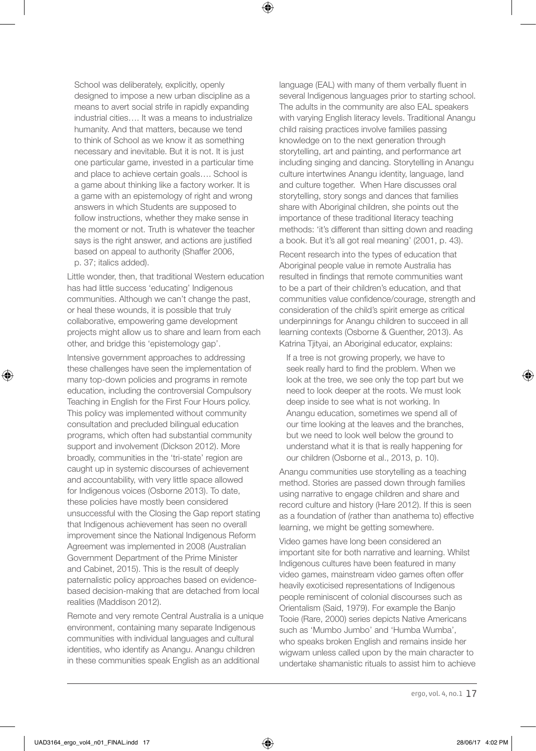> School was deliberately, explicitly, openly designed to impose a new urban discipline as a means to avert social strife in rapidly expanding industrial cities…. It was a means to industrialize humanity. And that matters, because we tend to think of School as we know it as something necessary and inevitable. But it is not. It is just one particular game, invested in a particular time and place to achieve certain goals…. School is a game about thinking like a factory worker. It is a game with an epistemology of right and wrong answers in which Students are supposed to follow instructions, whether they make sense in the moment or not. Truth is whatever the teacher says is the right answer, and actions are justified based on appeal to authority (Shaffer 2006, p. 37; italics added).

Little wonder, then, that traditional Western education has had little success 'educating' Indigenous communities. Although we can't change the past, or heal these wounds, it is possible that truly collaborative, empowering game development projects might allow us to share and learn from each other, and bridge this 'epistemology gap'.

Intensive government approaches to addressing these challenges have seen the implementation of many top-down policies and programs in remote education, including the controversial Compulsory Teaching in English for the First Four Hours policy. This policy was implemented without community consultation and precluded bilingual education programs, which often had substantial community support and involvement (Dickson 2012). More broadly, communities in the 'tri-state' region are caught up in systemic discourses of achievement and accountability, with very little space allowed for Indigenous voices (Osborne 2013). To date, these policies have mostly been considered unsuccessful with the Closing the Gap report stating that Indigenous achievement has seen no overall improvement since the National Indigenous Reform Agreement was implemented in 2008 (Australian Government Department of the Prime Minister and Cabinet, 2015). This is the result of deeply paternalistic policy approaches based on evidence-based decision-making that are detached from local realities (Maddison 2012).

Remote and very remote Central Australia is a unique environment, containing many separate Indigenous communities with individual languages and cultural identities, who identify as Anangu. Anangu children in these communities speak English as an additional language (EAL) with many of them verbally fluent in several Indigenous languages prior to starting school. The adults in the community are also EAL speakers with varying English literacy levels. Traditional Anangu child raising practices involve families passing knowledge on to the next generation through storytelling, art and painting, and performance art including singing and dancing. Storytelling in Anangu culture intertwines Anangu identity, language, land and culture together. When Hare discusses oral storytelling, story songs and dances that families share with Aboriginal children, she points out the importance of these traditional literacy teaching methods: 'it's different than sitting down and reading a book. But it's all got real meaning' (2001, p. 43).

Recent research into the types of education that Aboriginal people value in remote Australia has resulted in findings that remote communities want to be a part of their children's education, and that communities value confidence/courage, strength and consideration of the child's spirit emerge as critical underpinnings for Anangu children to succeed in all learning contexts (Osborne & Guenther, 2013). As Katrina Tjityai, an Aboriginal educator, explains:

> If a tree is not growing properly, we have to seek really hard to find the problem. When we look at the tree, we see only the top part but we need to look deeper at the roots. We must look deep inside to see what is not working. In Anangu education, sometimes we spend all of our time looking at the leaves and the branches, but we need to look well below the ground to understand what it is that is really happening for our children (Osborne et al., 2013, p. 10).

Anangu communities use storytelling as a teaching method. Stories are passed down through families using narrative to engage children and share and record culture and history (Hare 2012). If this is seen as a foundation of (rather than anathema to) effective learning, we might be getting somewhere.

Video games have long been considered an important site for both narrative and learning. Whilst Indigenous cultures have been featured in many video games, mainstream video games often offer heavily exoticised representations of Indigenous people reminiscent of colonial discourses such as Orientalism (Said, 1979). For example the Banjo Tooie (Rare, 2000) series depicts Native Americans such as 'Mumbo Jumbo' and 'Humba Wumba', who speaks broken English and remains inside her wigwam unless called upon by the main character to undertake shamanistic rituals to assist him to achieve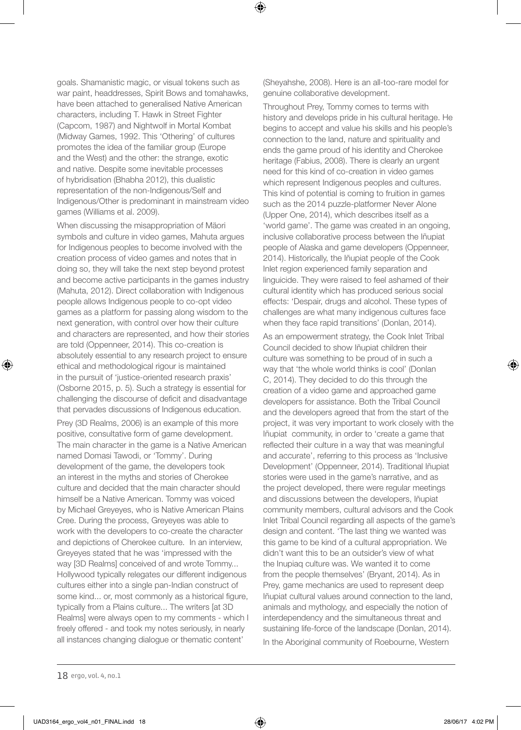goals. Shamanistic magic, or visual tokens such as war paint, headdresses, Spirit Bows and tomahawks, have been attached to generalised Native American characters, including T. Hawk in Street Fighter (Capcom, 1987) and Nightwolf in Mortal Kombat (Midway Games, 1992. This 'Othering' of cultures promotes the idea of the familiar group (Europe and the West) and the other: the strange, exotic and native. Despite some inevitable processes of hybridisation (Bhabha 2012), this dualistic representation of the non-Indigenous/Self and Indigenous/Other is predominant in mainstream video games (Williams et al. 2009).

When discussing the misappropriation of Mäori symbols and culture in video games, Mahuta argues for Indigenous peoples to become involved with the creation process of video games and notes that in doing so, they will take the next step beyond protest and become active participants in the games industry (Mahuta, 2012). Direct collaboration with Indigenous people allows Indigenous people to co-opt video games as a platform for passing along wisdom to the next generation, with control over how their culture and characters are represented, and how their stories are told (Oppenneer, 2014). This co-creation is absolutely essential to any research project to ensure ethical and methodological rigour is maintained in the pursuit of 'justice-oriented research praxis' (Osborne 2015, p. 5). Such a strategy is essential for challenging the discourse of deficit and disadvantage that pervades discussions of Indigenous education.

Prey (3D Realms, 2006) is an example of this more positive, consultative form of game development. The main character in the game is a Native American named Domasi Tawodi, or 'Tommy'. During development of the game, the developers took an interest in the myths and stories of Cherokee culture and decided that the main character should himself be a Native American. Tommy was voiced by Michael Greyeyes, who is Native American Plains Cree. During the process, Greyeyes was able to work with the developers to co-create the character and depictions of Cherokee culture. In an interview, Greyeyes stated that he was 'impressed with the way [3D Realms] conceived of and wrote Tommy... Hollywood typically relegates our different indigenous cultures either into a single pan-Indian construct of some kind... or, most commonly as a historical figure, typically from a Plains culture... The writers [at 3D Realms] were always open to my comments - which I freely offered - and took my notes seriously, in nearly all instances changing dialogue or thematic content' (Sheyahshe, 2008). Here is an all-too-rare model for genuine collaborative development.

Throughout Prey, Tommy comes to terms with history and develops pride in his cultural heritage. He begins to accept and value his skills and his people's connection to the land, nature and spirituality and ends the game proud of his identity and Cherokee heritage (Fabius, 2008). There is clearly an urgent need for this kind of co-creation in video games which represent Indigenous peoples and cultures. This kind of potential is coming to fruition in games such as the 2014 puzzle-platformer Never Alone (Upper One, 2014), which describes itself as a 'world game'. The game was created in an ongoing, inclusive collaborative process between the Iñupiat people of Alaska and game developers (Oppenneer, 2014). Historically, the Iñupiat people of the Cook Inlet region experienced family separation and linguicide. They were raised to feel ashamed of their cultural identity which has produced serious social effects: 'Despair, drugs and alcohol. These types of challenges are what many indigenous cultures face when they face rapid transitions' (Donlan, 2014).

As an empowerment strategy, the Cook Inlet Tribal Council decided to show Iñupiat children their culture was something to be proud of in such a way that 'the whole world thinks is cool' (Donlan C, 2014). They decided to do this through the creation of a video game and approached game developers for assistance. Both the Tribal Council and the developers agreed that from the start of the project, it was very important to work closely with the Iñupiat community, in order to 'create a game that reflected their culture in a way that was meaningful and accurate', referring to this process as 'Inclusive Development' (Oppenneer, 2014). Traditional Iñupiat stories were used in the game's narrative, and as the project developed, there were regular meetings and discussions between the developers, Iñupiat community members, cultural advisors and the Cook Inlet Tribal Council regarding all aspects of the game's design and content. 'The last thing we wanted was this game to be kind of a cultural appropriation. We didn't want this to be an outsider's view of what the Inupiaq culture was. We wanted it to come from the people themselves' (Bryant, 2014). As in Prey, game mechanics are used to represent deep Iñupiat cultural values around connection to the land, animals and mythology, and especially the notion of interdependency and the simultaneous threat and sustaining life-force of the landscape (Donlan, 2014).

In the Aboriginal community of Roebourne, Western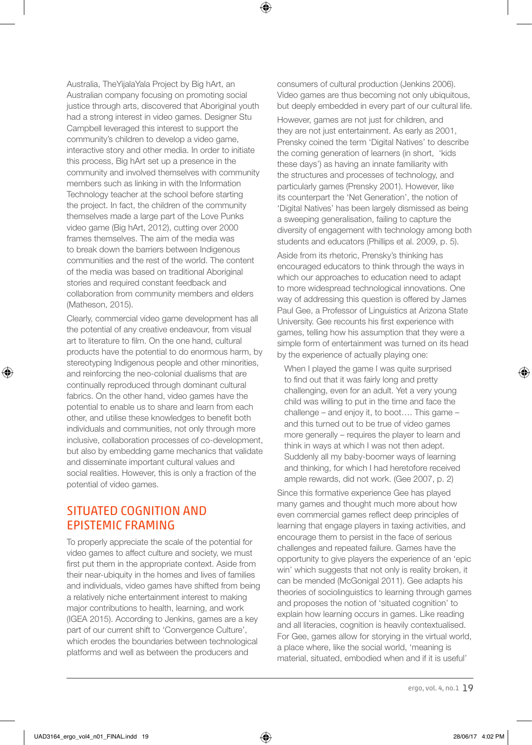Australia, TheYijalaYala Project by Big hArt, an Australian company focusing on promoting social justice through arts, discovered that Aboriginal youth had a strong interest in video games. Designer Stu Campbell leveraged this interest to support the community's children to develop a video game, interactive story and other media. In order to initiate this process, Big hArt set up a presence in the community and involved themselves with community members such as linking in with the Information Technology teacher at the school before starting the project. In fact, the children of the community themselves made a large part of the Love Punks video game (Big hArt, 2012), cutting over 2000 frames themselves. The aim of the media was to break down the barriers between Indigenous communities and the rest of the world. The content of the media was based on traditional Aboriginal stories and required constant feedback and collaboration from community members and elders (Matheson, 2015).

Clearly, commercial video game development has all the potential of any creative endeavour, from visual art to literature to film. On the one hand, cultural products have the potential to do enormous harm, by stereotyping Indigenous people and other minorities, and reinforcing the neo-colonial dualisms that are continually reproduced through dominant cultural fabrics. On the other hand, video games have the potential to enable us to share and learn from each other, and utilise these knowledges to benefit both individuals and communities, not only through more inclusive, collaboration processes of co-development, but also by embedding game mechanics that validate and disseminate important cultural values and social realities. However, this is only a fraction of the potential of video games.

## SITUATED COGNITION AND EPISTEMIC FRAMING

To properly appreciate the scale of the potential for video games to affect culture and society, we must first put them in the appropriate context. Aside from their near-ubiquity in the homes and lives of families and individuals, video games have shifted from being a relatively niche entertainment interest to making major contributions to health, learning, and work (IGEA 2015). According to Jenkins, games are a key part of our current shift to 'Convergence Culture', which erodes the boundaries between technological platforms and well as between the producers and consumers of cultural production (Jenkins 2006). Video games are thus becoming not only ubiquitous, but deeply embedded in every part of our cultural life.

However, games are not just for children, and they are not just entertainment. As early as 2001, Prensky coined the term 'Digital Natives' to describe the coming generation of learners (in short, 'kids these days') as having an innate familiarity with the structures and processes of technology, and particularly games (Prensky 2001). However, like its counterpart the 'Net Generation', the notion of 'Digital Natives' has been largely dismissed as being a sweeping generalisation, failing to capture the diversity of engagement with technology among both students and educators (Phillips et al. 2009, p. 5).

Aside from its rhetoric, Prensky's thinking has encouraged educators to think through the ways in which our approaches to education need to adapt to more widespread technological innovations. One way of addressing this question is offered by James Paul Gee, a Professor of Linguistics at Arizona State University. Gee recounts his first experience with games, telling how his assumption that they were a simple form of entertainment was turned on its head by the experience of actually playing one:

> When I played the game I was quite surprised to find out that it was fairly long and pretty challenging, even for an adult. Yet a very young child was willing to put in the time and face the challenge – and enjoy it, to boot…. This game – and this turned out to be true of video games more generally – requires the player to learn and think in ways at which I was not then adept. Suddenly all my baby-boomer ways of learning and thinking, for which I had heretofore received ample rewards, did not work. (Gee 2007, p. 2)

Since this formative experience Gee has played many games and thought much more about how even commercial games reflect deep principles of learning that engage players in taxing activities, and encourage them to persist in the face of serious challenges and repeated failure. Games have the opportunity to give players the experience of an 'epic win' which suggests that not only is reality broken, it can be mended (McGonigal 2011). Gee adapts his theories of sociolinguistics to learning through games and proposes the notion of 'situated cognition' to explain how learning occurs in games. Like reading and all literacies, cognition is heavily contextualised. For Gee, games allow for storying in the virtual world, a place where, like the social world, 'meaning is material, situated, embodied when and if it is useful'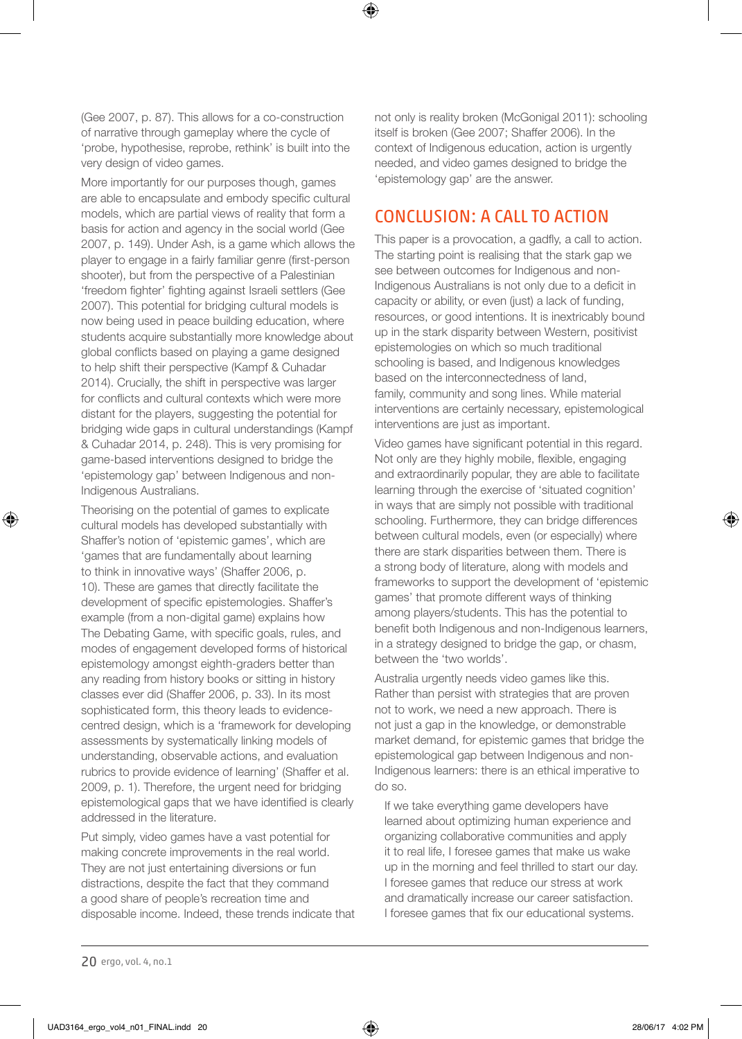(Gee 2007, p. 87). This allows for a co-construction of narrative through gameplay where the cycle of 'probe, hypothesise, reprobe, rethink' is built into the very design of video games.

More importantly for our purposes though, games are able to encapsulate and embody specific cultural models, which are partial views of reality that form a basis for action and agency in the social world (Gee 2007, p. 149). Under Ash, is a game which allows the player to engage in a fairly familiar genre (first-person shooter), but from the perspective of a Palestinian 'freedom fighter' fighting against Israeli settlers (Gee 2007). This potential for bridging cultural models is now being used in peace building education, where students acquire substantially more knowledge about global conflicts based on playing a game designed to help shift their perspective (Kampf & Cuhadar 2014). Crucially, the shift in perspective was larger for conflicts and cultural contexts which were more distant for the players, suggesting the potential for bridging wide gaps in cultural understandings (Kampf & Cuhadar 2014, p. 248). This is very promising for game-based interventions designed to bridge the 'epistemology gap' between Indigenous and non-Indigenous Australians.

Theorising on the potential of games to explicate cultural models has developed substantially with Shaffer's notion of 'epistemic games', which are 'games that are fundamentally about learning to think in innovative ways' (Shaffer 2006, p. 10). These are games that directly facilitate the development of specific epistemologies. Shaffer's example (from a non-digital game) explains how The Debating Game, with specific goals, rules, and modes of engagement developed forms of historical epistemology amongst eighth-graders better than any reading from history books or sitting in history classes ever did (Shaffer 2006, p. 33). In its most sophisticated form, this theory leads to evidence-centred design, which is a 'framework for developing assessments by systematically linking models of understanding, observable actions, and evaluation rubrics to provide evidence of learning' (Shaffer et al. 2009, p. 1). Therefore, the urgent need for bridging epistemological gaps that we have identified is clearly addressed in the literature.

Put simply, video games have a vast potential for making concrete improvements in the real world. They are not just entertaining diversions or fun distractions, despite the fact that they command a good share of people's recreation time and disposable income. Indeed, these trends indicate that not only is reality broken (McGonigal 2011): schooling itself is broken (Gee 2007; Shaffer 2006). In the context of Indigenous education, action is urgently needed, and video games designed to bridge the 'epistemology gap' are the answer.

## CONCLUSION: A CALL TO ACTION

This paper is a provocation, a gadfly, a call to action. The starting point is realising that the stark gap we see between outcomes for Indigenous and non-Indigenous Australians is not only due to a deficit in capacity or ability, or even (just) a lack of funding, resources, or good intentions. It is inextricably bound up in the stark disparity between Western, positivist epistemologies on which so much traditional schooling is based, and Indigenous knowledges based on the interconnectedness of land, family, community and song lines. While material interventions are certainly necessary, epistemological interventions are just as important.

Video games have significant potential in this regard. Not only are they highly mobile, flexible, engaging and extraordinarily popular, they are able to facilitate learning through the exercise of 'situated cognition' in ways that are simply not possible with traditional schooling. Furthermore, they can bridge differences between cultural models, even (or especially) where there are stark disparities between them. There is a strong body of literature, along with models and frameworks to support the development of 'epistemic games' that promote different ways of thinking among players/students. This has the potential to benefit both Indigenous and non-Indigenous learners, in a strategy designed to bridge the gap, or chasm, between the 'two worlds'.

Australia urgently needs video games like this. Rather than persist with strategies that are proven not to work, we need a new approach. There is not just a gap in the knowledge, or demonstrable market demand, for epistemic games that bridge the epistemological gap between Indigenous and non-Indigenous learners: there is an ethical imperative to do so.

> If we take everything game developers have learned about optimizing human experience and organizing collaborative communities and apply it to real life, I foresee games that make us wake up in the morning and feel thrilled to start our day. I foresee games that reduce our stress at work and dramatically increase our career satisfaction. I foresee games that fix our educational systems.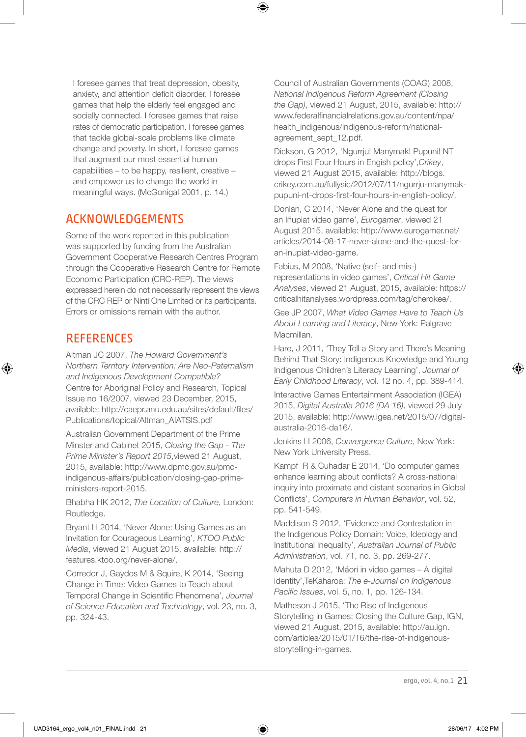I foresee games that treat depression, obesity, anxiety, and attention deficit disorder. I foresee games that help the elderly feel engaged and socially connected. I foresee games that raise rates of democratic participation. I foresee games that tackle global-scale problems like climate change and poverty. In short, I foresee games that augment our most essential human capabilities – to be happy, resilient, creative – and empower us to change the world in meaningful ways. (McGonigal 2001, p. 14.)

## ACKNOWLEDGEMENTS

Some of the work reported in this publication was supported by funding from the Australian Government Cooperative Research Centres Program through the Cooperative Research Centre for Remote Economic Participation (CRC-REP). The views expressed herein do not necessarily represent the views of the CRC REP or Ninti One Limited or its participants. Errors or omissions remain with the author.

## REFERENCES

Altman JC 2007, *The Howard Government's Northern Territory Intervention: Are Neo-Paternalism and Indigenous Development Compatible?* Centre for Aboriginal Policy and Research, Topical Issue no 16/2007, viewed 23 December, 2015, available: http://caepr.anu.edu.au/sites/default/files/Publications/topical/Altman_AIATSIS.pdf

Australian Government Department of the Prime Minster and Cabinet 2015, *Closing the Gap - The Prime Minister's Report 2015*,viewed 21 August, 2015, available: http://www.dpmc.gov.au/pmc-indigenous-affairs/publication/closing-gap-prime-ministers-report-2015.

Bhabha HK 2012, *The Location of Culture*, London: Routledge.

Bryant H 2014, 'Never Alone: Using Games as an Invitation for Courageous Learning', *KTOO Public Media*, viewed 21 August 2015, available: http://features.ktoo.org/never-alone/.

Corredor J, Gaydos M & Squire, K 2014, 'Seeing Change in Time: Video Games to Teach about Temporal Change in Scientific Phenomena', *Journal of Science Education and Technology*, vol. 23, no. 3, pp. 324-43.

Council of Australian Governments (COAG) 2008, *National Indigenous Reform Agreement (Closing the Gap)*, viewed 21 August, 2015, available: http://www.federalfinancialrelations.gov.au/content/npa/health_indigenous/indigenous-reform/national-agreement_sept_12.pdf.

Dickson, G 2012, 'Ngurrju! Manymak! Pupuni! NT drops First Four Hours in English policy',*Crikey*, viewed 21 August 2015, available: http://blogs.crikey.com.au/fullysic/2012/07/11/ngurrju-manymak-pupuni-nt-drops-first-four-hours-in-english-policy/.

Donlan, C 2014, 'Never Alone and the quest for an Iñupiat video game', *Eurogamer*, viewed 21 August 2015, available: http://www.eurogamer.net/articles/2014-08-17-never-alone-and-the-quest-for-an-inupiat-video-game.

Fabius, M 2008, 'Native (self- and mis-) representations in video games', *Critical Hit Game Analyses*, viewed 21 August, 2015, available: https://criticalhitanalyses.wordpress.com/tag/cherokee/.

Gee JP 2007, *What Video Games Have to Teach Us About Learning and Literacy*, New York: Palgrave Macmillan.

Hare, J 2011, 'They Tell a Story and There's Meaning Behind That Story: Indigenous Knowledge and Young Indigenous Children's Literacy Learning', *Journal of Early Childhood Literacy*, vol. 12 no. 4, pp. 389-414.

Interactive Games Entertainment Association (IGEA) 2015, *Digital Australia 2016 (DA 16)*, viewed 29 July 2015, available: http://www.igea.net/2015/07/digital-australia-2016-da16/.

Jenkins H 2006, *Convergence Culture*, New York: New York University Press.

Kampf R & Cuhadar E 2014, 'Do computer games enhance learning about conflicts? A cross-national inquiry into proximate and distant scenarios in Global Conflicts', *Computers in Human Behavior*, vol. 52, pp. 541-549.

Maddison S 2012, 'Evidence and Contestation in the Indigenous Policy Domain: Voice, Ideology and Institutional Inequality', *Australian Journal of Public Administration*, vol. 71, no. 3, pp. 269-277.

Mahuta D 2012, 'Māori in video games – A digital identity',TeKaharoa: *The e-Journal on Indigenous Pacific Issues*, vol. 5, no. 1, pp. 126-134.

Matheson J 2015, 'The Rise of Indigenous Storytelling in Games: Closing the Culture Gap, IGN, viewed 21 August, 2015, available: http://au.ign.com/articles/2015/01/16/the-rise-of-indigenous-storytelling-in-games.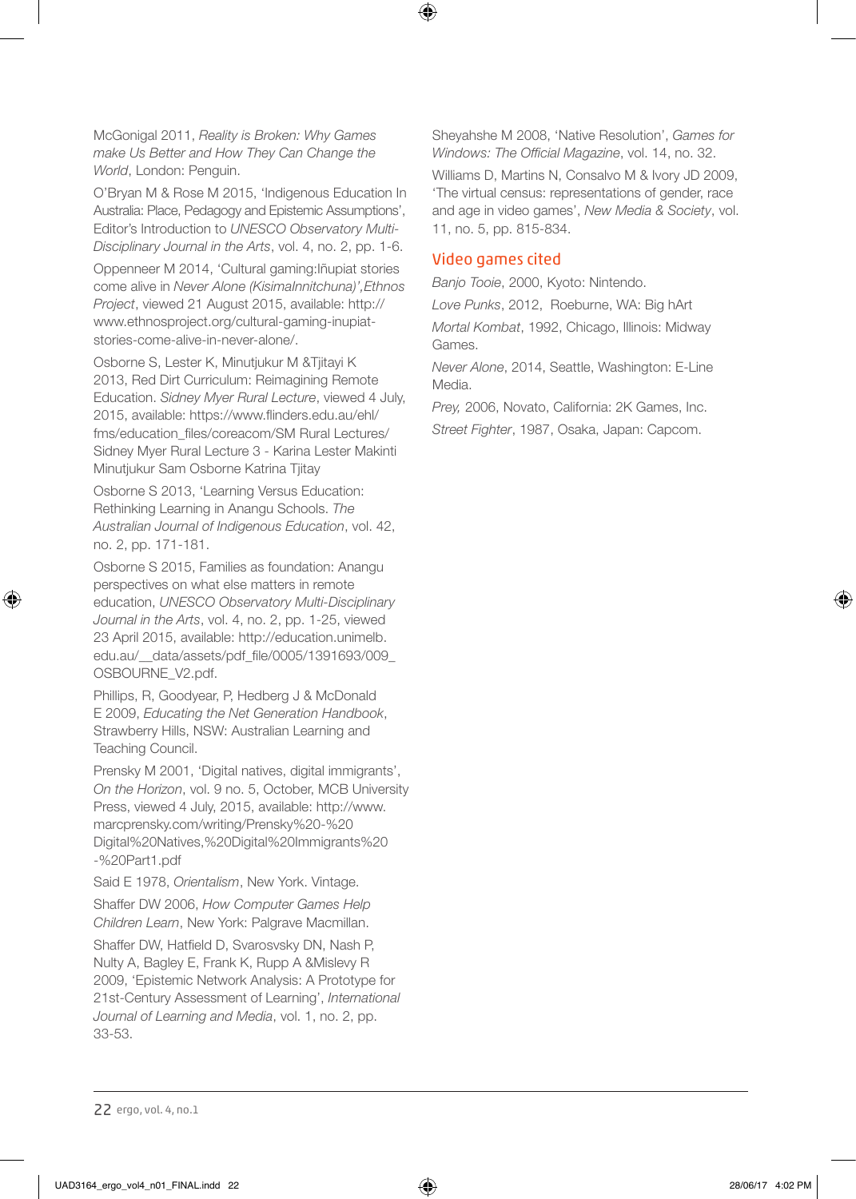McGonigal 2011, *Reality is Broken: Why Games make Us Better and How They Can Change the World*, London: Penguin.

O'Bryan M & Rose M 2015, 'Indigenous Education In Australia: Place, Pedagogy and Epistemic Assumptions', Editor's Introduction to *UNESCO Observatory Multi-Disciplinary Journal in the Arts*, vol. 4, no. 2, pp. 1-6.

Oppenneer M 2014, 'Cultural gaming:Iñupiat stories come alive in *Never Alone (KisimaInnitchuna)'*,*Ethnos Project*, viewed 21 August 2015, available: http://www.ethnosproject.org/cultural-gaming-inupiat-stories-come-alive-in-never-alone/.

Osborne S, Lester K, Minutjukur M &Tjitayi K 2013, Red Dirt Curriculum: Reimagining Remote Education. *Sidney Myer Rural Lecture*, viewed 4 July, 2015, available: https://www.flinders.edu.au/ehl/fms/education_files/coreacom/SM Rural Lectures/Sidney Myer Rural Lecture 3 - Karina Lester Makinti Minutjukur Sam Osborne Katrina Tjitay

Osborne S 2013, 'Learning Versus Education: Rethinking Learning in Anangu Schools. *The Australian Journal of Indigenous Education*, vol. 42, no. 2, pp. 171-181.

Osborne S 2015, Families as foundation: Anangu perspectives on what else matters in remote education, *UNESCO Observatory Multi-Disciplinary Journal in the Arts*, vol. 4, no. 2, pp. 1-25, viewed 23 April 2015, available: http://education.unimelb.edu.au/__data/assets/pdf_file/0005/1391693/009_OSBOURNE_V2.pdf.

Phillips, R, Goodyear, P, Hedberg J & McDonald E 2009, *Educating the Net Generation Handbook*, Strawberry Hills, NSW: Australian Learning and Teaching Council.

Prensky M 2001, 'Digital natives, digital immigrants', *On the Horizon*, vol. 9 no. 5, October, MCB University Press, viewed 4 July, 2015, available: http://www.marcprensky.com/writing/Prensky%20-%20Digital%20Natives,%20Digital%20Immigrants%20-%20Part1.pdf

Said E 1978, *Orientalism*, New York. Vintage.

Shaffer DW 2006, *How Computer Games Help Children Learn*, New York: Palgrave Macmillan.

Shaffer DW, Hatfield D, Svarosvsky DN, Nash P, Nulty A, Bagley E, Frank K, Rupp A &Mislevy R 2009, 'Epistemic Network Analysis: A Prototype for 21st-Century Assessment of Learning', *International Journal of Learning and Media*, vol. 1, no. 2, pp. 33-53.

Sheyahshe M 2008, 'Native Resolution', *Games for Windows: The Official Magazine*, vol. 14, no. 32.

Williams D, Martins N, Consalvo M & Ivory JD 2009, 'The virtual census: representations of gender, race and age in video games', *New Media & Society*, vol. 11, no. 5, pp. 815-834.

## Video games cited

*Banjo Tooie*, 2000, Kyoto: Nintendo.

*Love Punks*, 2012, Roeburne, WA: Big hArt

*Mortal Kombat*, 1992, Chicago, Illinois: Midway Games.

*Never Alone*, 2014, Seattle, Washington: E-Line Media.

*Prey,* 2006, Novato, California: 2K Games, Inc.

*Street Fighter*, 1987, Osaka, Japan: Capcom.